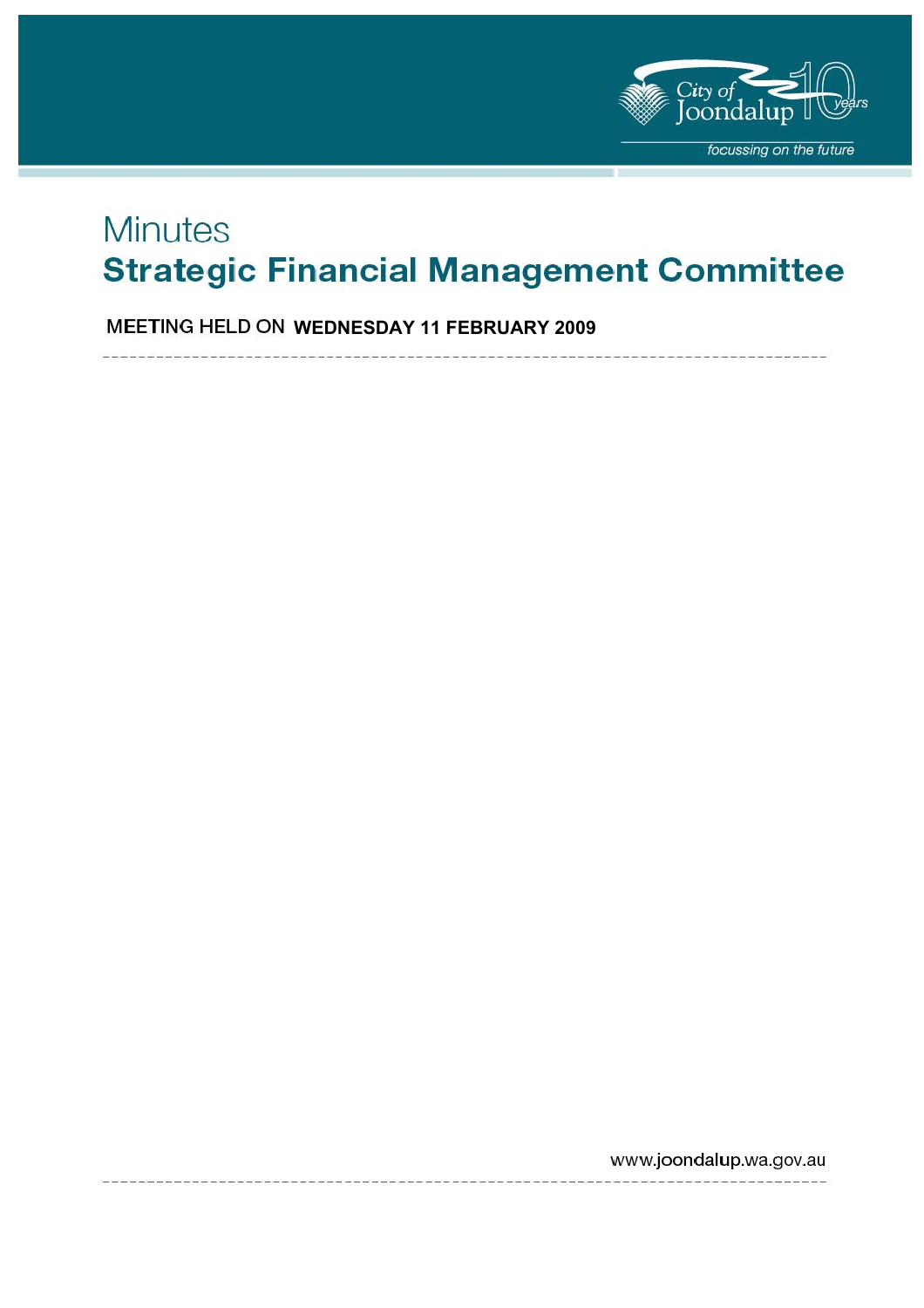City of Joondalup 10 years

*focussing on the future*

# Minutes

# Strategic Financial Management Committee

MEETING HELD ON **WEDNESDAY 11 FEBRUARY 2009**

www.joondalup.wa.gov.au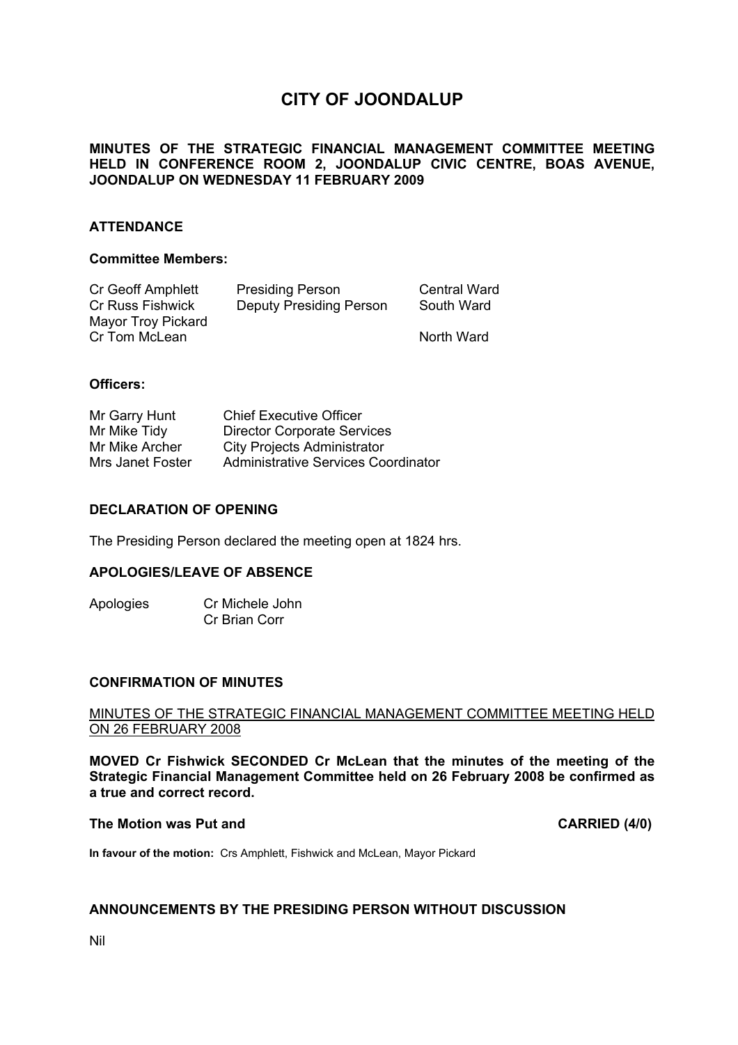# CITY OF JOONDALUP

**MINUTES OF THE STRATEGIC FINANCIAL MANAGEMENT COMMITTEE MEETING HELD IN CONFERENCE ROOM 2, JOONDALUP CIVIC CENTRE, BOAS AVENUE, JOONDALUP ON WEDNESDAY 11 FEBRUARY 2009**

## ATTENDANCE

### Committee Members:

| | | |
|---|---|---|
| Cr Geoff Amphlett | Presiding Person | Central Ward |
| Cr Russ Fishwick | Deputy Presiding Person | South Ward |
| Mayor Troy Pickard | | |
| Cr Tom McLean | | North Ward |

### Officers:

| | |
|---|---|
| Mr Garry Hunt | Chief Executive Officer |
| Mr Mike Tidy | Director Corporate Services |
| Mr Mike Archer | City Projects Administrator |
| Mrs Janet Foster | Administrative Services Coordinator |

## DECLARATION OF OPENING

The Presiding Person declared the meeting open at 1824 hrs.

## APOLOGIES/LEAVE OF ABSENCE

Apologies Cr Michele John
Cr Brian Corr

## CONFIRMATION OF MINUTES

MINUTES OF THE STRATEGIC FINANCIAL MANAGEMENT COMMITTEE MEETING HELD ON 26 FEBRUARY 2008

**MOVED Cr Fishwick SECONDED Cr McLean that the minutes of the meeting of the Strategic Financial Management Committee held on 26 February 2008 be confirmed as a true and correct record.**

**The Motion was Put and CARRIED (4/0)**

**In favour of the motion:** Crs Amphlett, Fishwick and McLean, Mayor Pickard

## ANNOUNCEMENTS BY THE PRESIDING PERSON WITHOUT DISCUSSION

Nil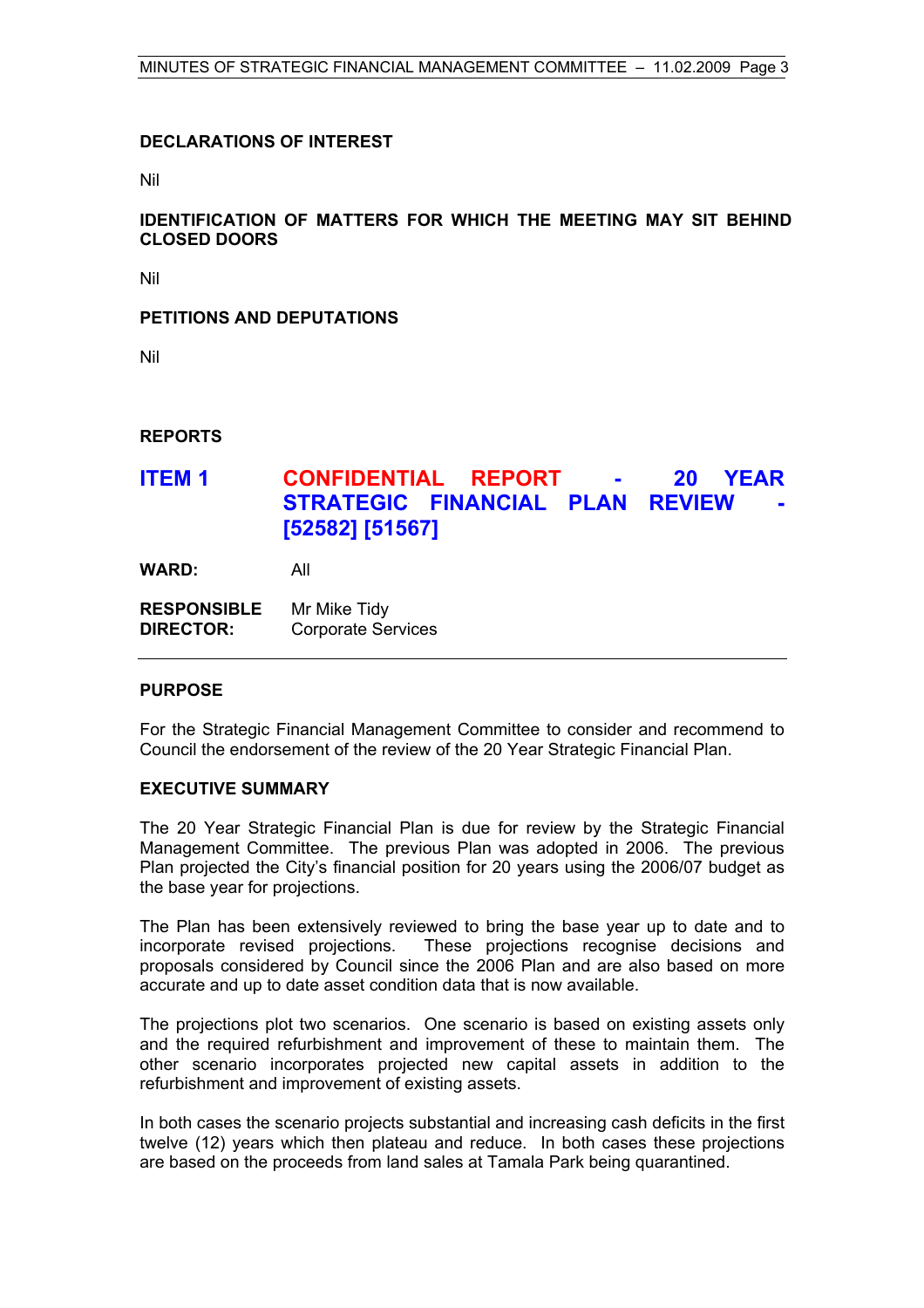**DECLARATIONS OF INTEREST**

Nil

**IDENTIFICATION OF MATTERS FOR WHICH THE MEETING MAY SIT BEHIND CLOSED DOORS**

Nil

**PETITIONS AND DEPUTATIONS**

Nil

**REPORTS**

## ITEM 1 CONFIDENTIAL REPORT - 20 YEAR STRATEGIC FINANCIAL PLAN REVIEW - [52582] [51567]

**WARD:** All

**RESPONSIBLE DIRECTOR:** Mr Mike Tidy
Corporate Services

---

**PURPOSE**

For the Strategic Financial Management Committee to consider and recommend to Council the endorsement of the review of the 20 Year Strategic Financial Plan.

**EXECUTIVE SUMMARY**

The 20 Year Strategic Financial Plan is due for review by the Strategic Financial Management Committee. The previous Plan was adopted in 2006. The previous Plan projected the City's financial position for 20 years using the 2006/07 budget as the base year for projections.

The Plan has been extensively reviewed to bring the base year up to date and to incorporate revised projections. These projections recognise decisions and proposals considered by Council since the 2006 Plan and are also based on more accurate and up to date asset condition data that is now available.

The projections plot two scenarios. One scenario is based on existing assets only and the required refurbishment and improvement of these to maintain them. The other scenario incorporates projected new capital assets in addition to the refurbishment and improvement of existing assets.

In both cases the scenario projects substantial and increasing cash deficits in the first twelve (12) years which then plateau and reduce. In both cases these projections are based on the proceeds from land sales at Tamala Park being quarantined.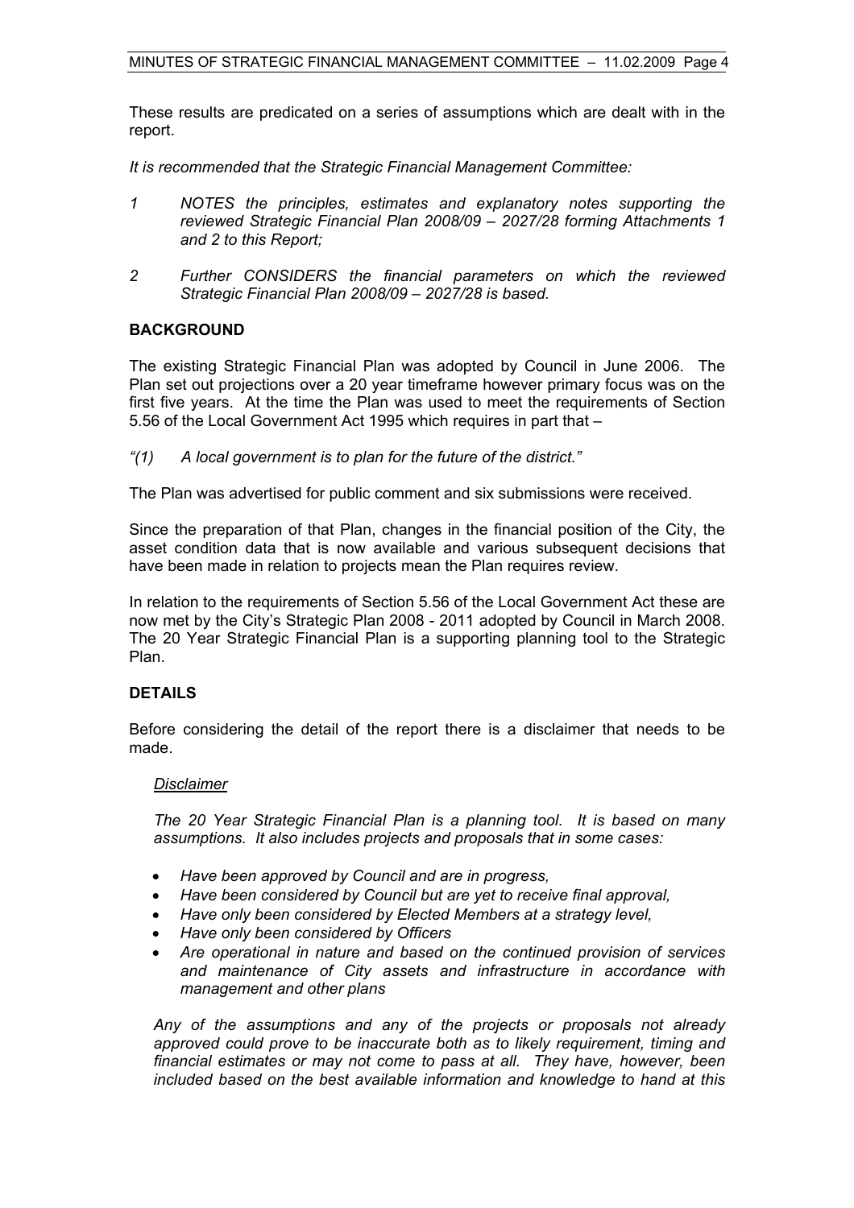These results are predicated on a series of assumptions which are dealt with in the report.

*It is recommended that the Strategic Financial Management Committee:*

*1 NOTES the principles, estimates and explanatory notes supporting the reviewed Strategic Financial Plan 2008/09 – 2027/28 forming Attachments 1 and 2 to this Report;*

*2 Further CONSIDERS the financial parameters on which the reviewed Strategic Financial Plan 2008/09 – 2027/28 is based.*

## BACKGROUND

The existing Strategic Financial Plan was adopted by Council in June 2006. The Plan set out projections over a 20 year timeframe however primary focus was on the first five years. At the time the Plan was used to meet the requirements of Section 5.56 of the Local Government Act 1995 which requires in part that –

*"(1) A local government is to plan for the future of the district."*

The Plan was advertised for public comment and six submissions were received.

Since the preparation of that Plan, changes in the financial position of the City, the asset condition data that is now available and various subsequent decisions that have been made in relation to projects mean the Plan requires review.

In relation to the requirements of Section 5.56 of the Local Government Act these are now met by the City's Strategic Plan 2008 - 2011 adopted by Council in March 2008. The 20 Year Strategic Financial Plan is a supporting planning tool to the Strategic Plan.

## DETAILS

Before considering the detail of the report there is a disclaimer that needs to be made.

*<u>Disclaimer</u>*

*The 20 Year Strategic Financial Plan is a planning tool. It is based on many assumptions. It also includes projects and proposals that in some cases:*

- *Have been approved by Council and are in progress,*
- *Have been considered by Council but are yet to receive final approval,*
- *Have only been considered by Elected Members at a strategy level,*
- *Have only been considered by Officers*
- *Are operational in nature and based on the continued provision of services and maintenance of City assets and infrastructure in accordance with management and other plans*

*Any of the assumptions and any of the projects or proposals not already approved could prove to be inaccurate both as to likely requirement, timing and financial estimates or may not come to pass at all. They have, however, been included based on the best available information and knowledge to hand at this*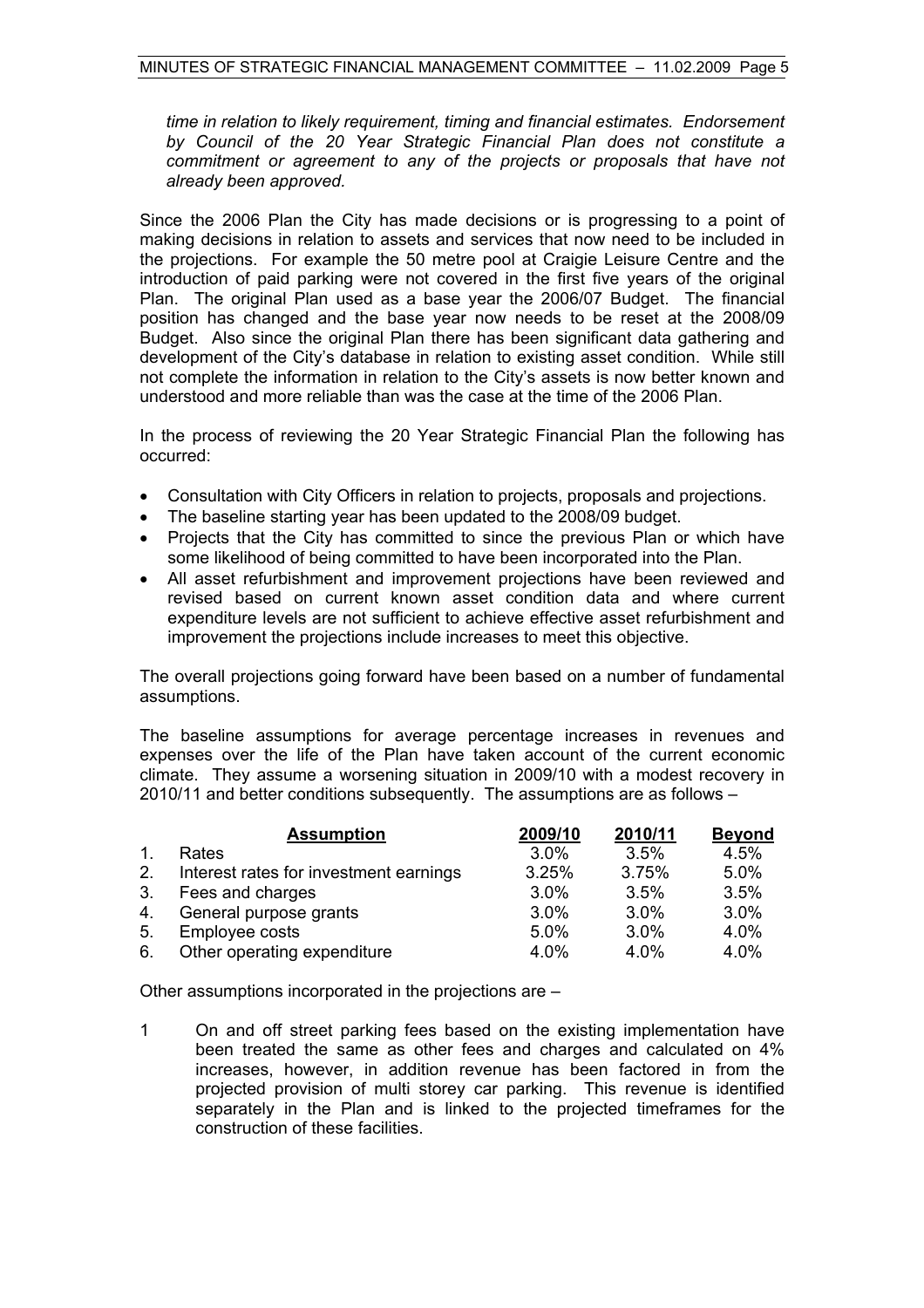*time in relation to likely requirement, timing and financial estimates. Endorsement by Council of the 20 Year Strategic Financial Plan does not constitute a commitment or agreement to any of the projects or proposals that have not already been approved.*

Since the 2006 Plan the City has made decisions or is progressing to a point of making decisions in relation to assets and services that now need to be included in the projections. For example the 50 metre pool at Craigie Leisure Centre and the introduction of paid parking were not covered in the first five years of the original Plan. The original Plan used as a base year the 2006/07 Budget. The financial position has changed and the base year now needs to be reset at the 2008/09 Budget. Also since the original Plan there has been significant data gathering and development of the City's database in relation to existing asset condition. While still not complete the information in relation to the City's assets is now better known and understood and more reliable than was the case at the time of the 2006 Plan.

In the process of reviewing the 20 Year Strategic Financial Plan the following has occurred:

- Consultation with City Officers in relation to projects, proposals and projections.
- The baseline starting year has been updated to the 2008/09 budget.
- Projects that the City has committed to since the previous Plan or which have some likelihood of being committed to have been incorporated into the Plan.
- All asset refurbishment and improvement projections have been reviewed and revised based on current known asset condition data and where current expenditure levels are not sufficient to achieve effective asset refurbishment and improvement the projections include increases to meet this objective.

The overall projections going forward have been based on a number of fundamental assumptions.

The baseline assumptions for average percentage increases in revenues and expenses over the life of the Plan have taken account of the current economic climate. They assume a worsening situation in 2009/10 with a modest recovery in 2010/11 and better conditions subsequently. The assumptions are as follows –

| | Assumption | 2009/10 | 2010/11 | Beyond |
|---|---|---|---|---|
| 1. | Rates | 3.0% | 3.5% | 4.5% |
| 2. | Interest rates for investment earnings | 3.25% | 3.75% | 5.0% |
| 3. | Fees and charges | 3.0% | 3.5% | 3.5% |
| 4. | General purpose grants | 3.0% | 3.0% | 3.0% |
| 5. | Employee costs | 5.0% | 3.0% | 4.0% |
| 6. | Other operating expenditure | 4.0% | 4.0% | 4.0% |

Other assumptions incorporated in the projections are –

1 On and off street parking fees based on the existing implementation have been treated the same as other fees and charges and calculated on 4% increases, however, in addition revenue has been factored in from the projected provision of multi storey car parking. This revenue is identified separately in the Plan and is linked to the projected timeframes for the construction of these facilities.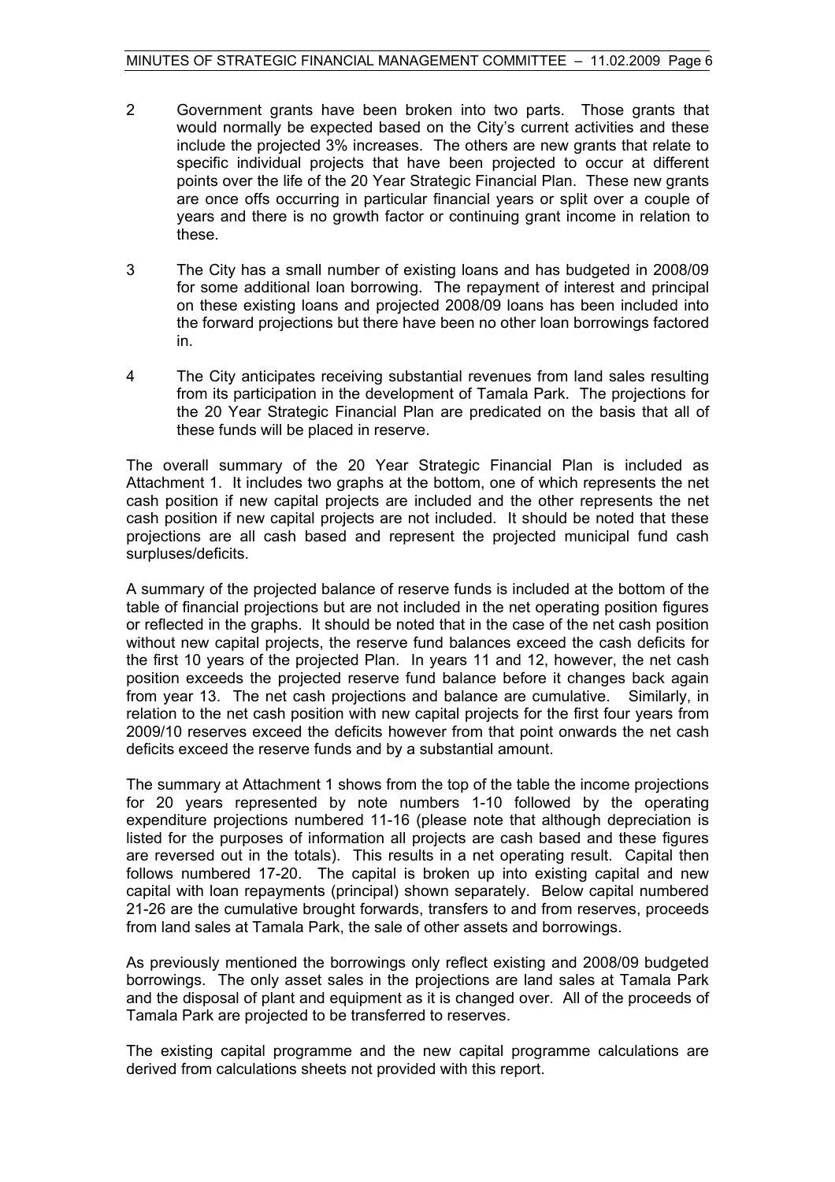2 Government grants have been broken into two parts. Those grants that would normally be expected based on the City's current activities and these include the projected 3% increases. The others are new grants that relate to specific individual projects that have been projected to occur at different points over the life of the 20 Year Strategic Financial Plan. These new grants are once offs occurring in particular financial years or split over a couple of years and there is no growth factor or continuing grant income in relation to these.

3 The City has a small number of existing loans and has budgeted in 2008/09 for some additional loan borrowing. The repayment of interest and principal on these existing loans and projected 2008/09 loans has been included into the forward projections but there have been no other loan borrowings factored in.

4 The City anticipates receiving substantial revenues from land sales resulting from its participation in the development of Tamala Park. The projections for the 20 Year Strategic Financial Plan are predicated on the basis that all of these funds will be placed in reserve.

The overall summary of the 20 Year Strategic Financial Plan is included as Attachment 1. It includes two graphs at the bottom, one of which represents the net cash position if new capital projects are included and the other represents the net cash position if new capital projects are not included. It should be noted that these projections are all cash based and represent the projected municipal fund cash surpluses/deficits.

A summary of the projected balance of reserve funds is included at the bottom of the table of financial projections but are not included in the net operating position figures or reflected in the graphs. It should be noted that in the case of the net cash position without new capital projects, the reserve fund balances exceed the cash deficits for the first 10 years of the projected Plan. In years 11 and 12, however, the net cash position exceeds the projected reserve fund balance before it changes back again from year 13. The net cash projections and balance are cumulative. Similarly, in relation to the net cash position with new capital projects for the first four years from 2009/10 reserves exceed the deficits however from that point onwards the net cash deficits exceed the reserve funds and by a substantial amount.

The summary at Attachment 1 shows from the top of the table the income projections for 20 years represented by note numbers 1-10 followed by the operating expenditure projections numbered 11-16 (please note that although depreciation is listed for the purposes of information all projects are cash based and these figures are reversed out in the totals). This results in a net operating result. Capital then follows numbered 17-20. The capital is broken up into existing capital and new capital with loan repayments (principal) shown separately. Below capital numbered 21-26 are the cumulative brought forwards, transfers to and from reserves, proceeds from land sales at Tamala Park, the sale of other assets and borrowings.

As previously mentioned the borrowings only reflect existing and 2008/09 budgeted borrowings. The only asset sales in the projections are land sales at Tamala Park and the disposal of plant and equipment as it is changed over. All of the proceeds of Tamala Park are projected to be transferred to reserves.

The existing capital programme and the new capital programme calculations are derived from calculations sheets not provided with this report.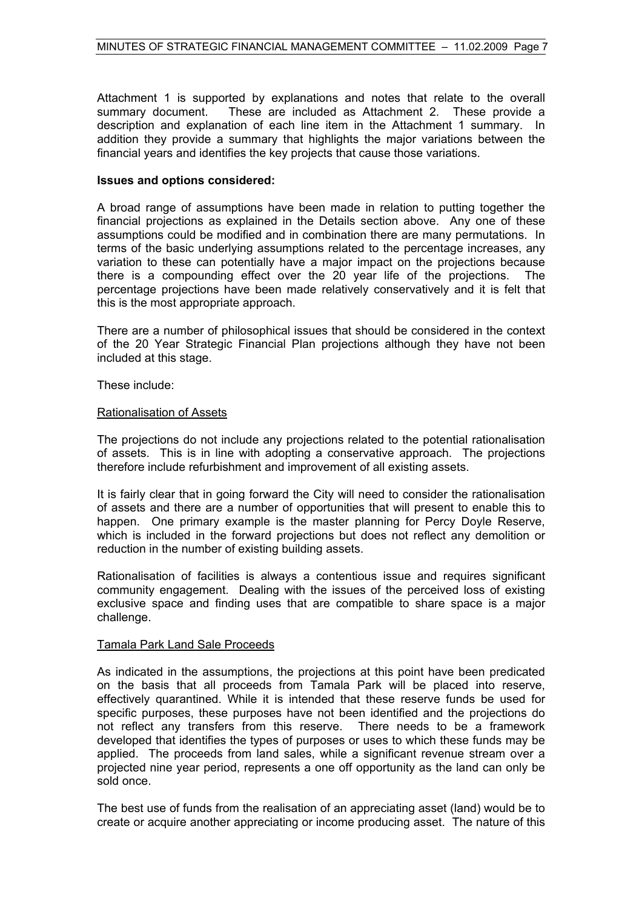Attachment 1 is supported by explanations and notes that relate to the overall summary document. These are included as Attachment 2. These provide a description and explanation of each line item in the Attachment 1 summary. In addition they provide a summary that highlights the major variations between the financial years and identifies the key projects that cause those variations.

**Issues and options considered:**

A broad range of assumptions have been made in relation to putting together the financial projections as explained in the Details section above. Any one of these assumptions could be modified and in combination there are many permutations. In terms of the basic underlying assumptions related to the percentage increases, any variation to these can potentially have a major impact on the projections because there is a compounding effect over the 20 year life of the projections. The percentage projections have been made relatively conservatively and it is felt that this is the most appropriate approach.

There are a number of philosophical issues that should be considered in the context of the 20 Year Strategic Financial Plan projections although they have not been included at this stage.

These include:

Rationalisation of Assets

The projections do not include any projections related to the potential rationalisation of assets. This is in line with adopting a conservative approach. The projections therefore include refurbishment and improvement of all existing assets.

It is fairly clear that in going forward the City will need to consider the rationalisation of assets and there are a number of opportunities that will present to enable this to happen. One primary example is the master planning for Percy Doyle Reserve, which is included in the forward projections but does not reflect any demolition or reduction in the number of existing building assets.

Rationalisation of facilities is always a contentious issue and requires significant community engagement. Dealing with the issues of the perceived loss of existing exclusive space and finding uses that are compatible to share space is a major challenge.

Tamala Park Land Sale Proceeds

As indicated in the assumptions, the projections at this point have been predicated on the basis that all proceeds from Tamala Park will be placed into reserve, effectively quarantined. While it is intended that these reserve funds be used for specific purposes, these purposes have not been identified and the projections do not reflect any transfers from this reserve. There needs to be a framework developed that identifies the types of purposes or uses to which these funds may be applied. The proceeds from land sales, while a significant revenue stream over a projected nine year period, represents a one off opportunity as the land can only be sold once.

The best use of funds from the realisation of an appreciating asset (land) would be to create or acquire another appreciating or income producing asset. The nature of this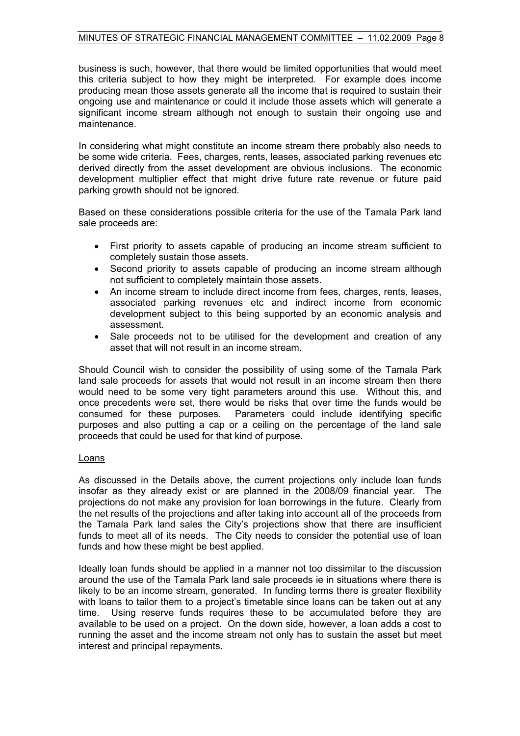business is such, however, that there would be limited opportunities that would meet this criteria subject to how they might be interpreted. For example does income producing mean those assets generate all the income that is required to sustain their ongoing use and maintenance or could it include those assets which will generate a significant income stream although not enough to sustain their ongoing use and maintenance.

In considering what might constitute an income stream there probably also needs to be some wide criteria. Fees, charges, rents, leases, associated parking revenues etc derived directly from the asset development are obvious inclusions. The economic development multiplier effect that might drive future rate revenue or future paid parking growth should not be ignored.

Based on these considerations possible criteria for the use of the Tamala Park land sale proceeds are:

- First priority to assets capable of producing an income stream sufficient to completely sustain those assets.
- Second priority to assets capable of producing an income stream although not sufficient to completely maintain those assets.
- An income stream to include direct income from fees, charges, rents, leases, associated parking revenues etc and indirect income from economic development subject to this being supported by an economic analysis and assessment.
- Sale proceeds not to be utilised for the development and creation of any asset that will not result in an income stream.

Should Council wish to consider the possibility of using some of the Tamala Park land sale proceeds for assets that would not result in an income stream then there would need to be some very tight parameters around this use. Without this, and once precedents were set, there would be risks that over time the funds would be consumed for these purposes. Parameters could include identifying specific purposes and also putting a cap or a ceiling on the percentage of the land sale proceeds that could be used for that kind of purpose.

<u>Loans</u>

As discussed in the Details above, the current projections only include loan funds insofar as they already exist or are planned in the 2008/09 financial year. The projections do not make any provision for loan borrowings in the future. Clearly from the net results of the projections and after taking into account all of the proceeds from the Tamala Park land sales the City's projections show that there are insufficient funds to meet all of its needs. The City needs to consider the potential use of loan funds and how these might be best applied.

Ideally loan funds should be applied in a manner not too dissimilar to the discussion around the use of the Tamala Park land sale proceeds ie in situations where there is likely to be an income stream, generated. In funding terms there is greater flexibility with loans to tailor them to a project's timetable since loans can be taken out at any time. Using reserve funds requires these to be accumulated before they are available to be used on a project. On the down side, however, a loan adds a cost to running the asset and the income stream not only has to sustain the asset but meet interest and principal repayments.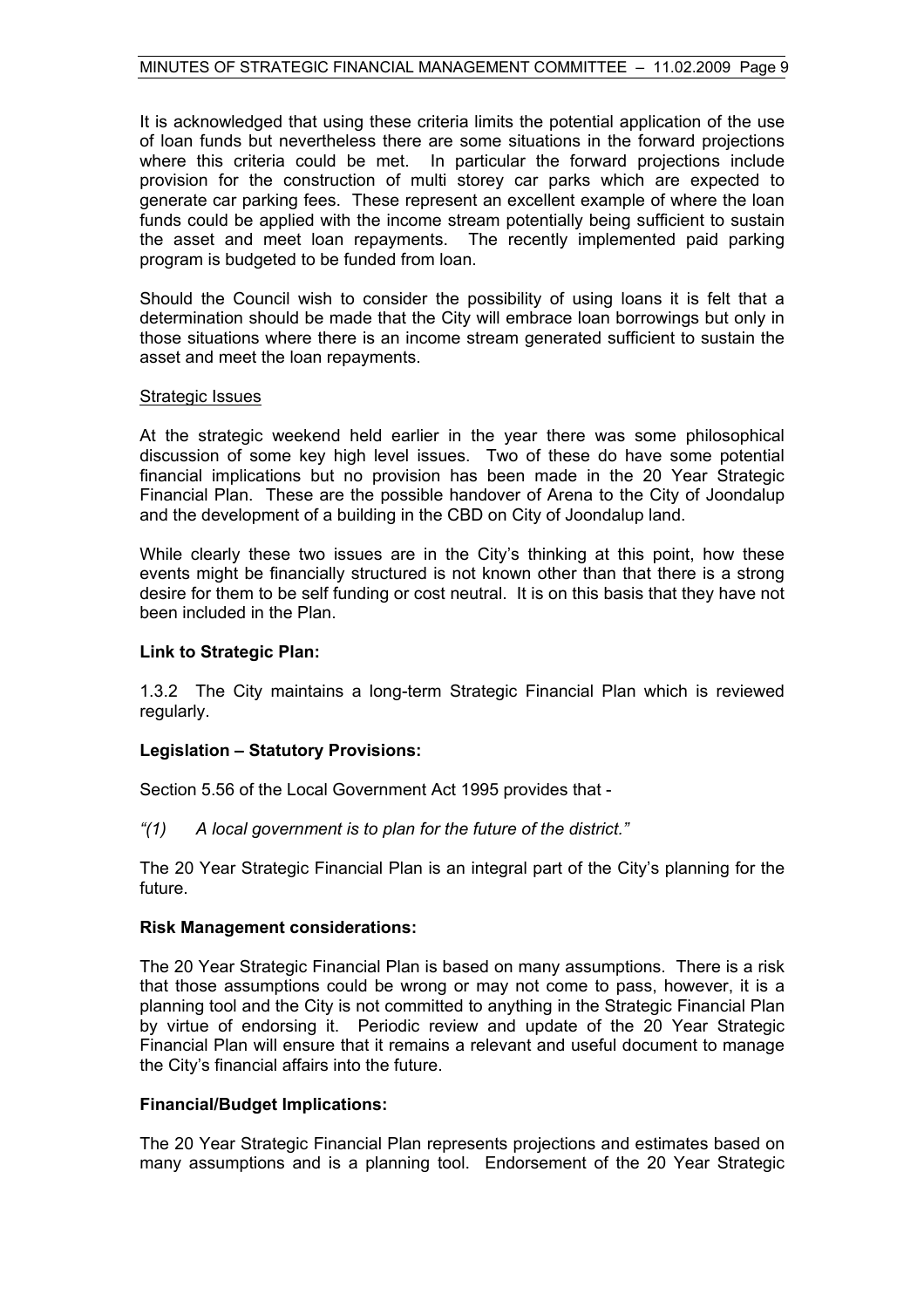It is acknowledged that using these criteria limits the potential application of the use of loan funds but nevertheless there are some situations in the forward projections where this criteria could be met. In particular the forward projections include provision for the construction of multi storey car parks which are expected to generate car parking fees. These represent an excellent example of where the loan funds could be applied with the income stream potentially being sufficient to sustain the asset and meet loan repayments. The recently implemented paid parking program is budgeted to be funded from loan.

Should the Council wish to consider the possibility of using loans it is felt that a determination should be made that the City will embrace loan borrowings but only in those situations where there is an income stream generated sufficient to sustain the asset and meet the loan repayments.

Strategic Issues

At the strategic weekend held earlier in the year there was some philosophical discussion of some key high level issues. Two of these do have some potential financial implications but no provision has been made in the 20 Year Strategic Financial Plan. These are the possible handover of Arena to the City of Joondalup and the development of a building in the CBD on City of Joondalup land.

While clearly these two issues are in the City's thinking at this point, how these events might be financially structured is not known other than that there is a strong desire for them to be self funding or cost neutral. It is on this basis that they have not been included in the Plan.

**Link to Strategic Plan:**

1.3.2 The City maintains a long-term Strategic Financial Plan which is reviewed regularly.

**Legislation – Statutory Provisions:**

Section 5.56 of the Local Government Act 1995 provides that -

*"(1) A local government is to plan for the future of the district."*

The 20 Year Strategic Financial Plan is an integral part of the City's planning for the future.

**Risk Management considerations:**

The 20 Year Strategic Financial Plan is based on many assumptions. There is a risk that those assumptions could be wrong or may not come to pass, however, it is a planning tool and the City is not committed to anything in the Strategic Financial Plan by virtue of endorsing it. Periodic review and update of the 20 Year Strategic Financial Plan will ensure that it remains a relevant and useful document to manage the City's financial affairs into the future.

**Financial/Budget Implications:**

The 20 Year Strategic Financial Plan represents projections and estimates based on many assumptions and is a planning tool. Endorsement of the 20 Year Strategic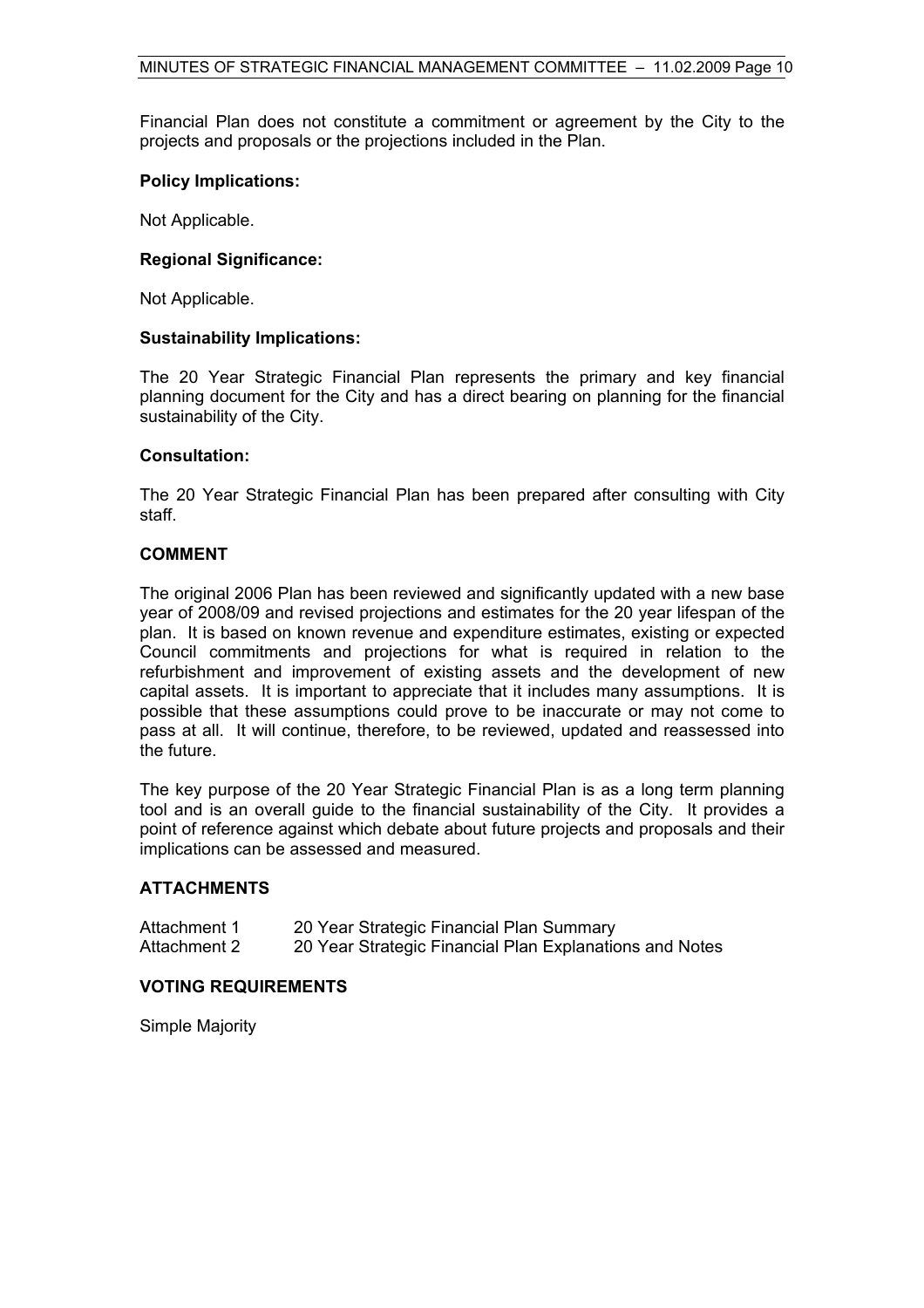Financial Plan does not constitute a commitment or agreement by the City to the projects and proposals or the projections included in the Plan.

**Policy Implications:**

Not Applicable.

**Regional Significance:**

Not Applicable.

**Sustainability Implications:**

The 20 Year Strategic Financial Plan represents the primary and key financial planning document for the City and has a direct bearing on planning for the financial sustainability of the City.

**Consultation:**

The 20 Year Strategic Financial Plan has been prepared after consulting with City staff.

## COMMENT

The original 2006 Plan has been reviewed and significantly updated with a new base year of 2008/09 and revised projections and estimates for the 20 year lifespan of the plan. It is based on known revenue and expenditure estimates, existing or expected Council commitments and projections for what is required in relation to the refurbishment and improvement of existing assets and the development of new capital assets. It is important to appreciate that it includes many assumptions. It is possible that these assumptions could prove to be inaccurate or may not come to pass at all. It will continue, therefore, to be reviewed, updated and reassessed into the future.

The key purpose of the 20 Year Strategic Financial Plan is as a long term planning tool and is an overall guide to the financial sustainability of the City. It provides a point of reference against which debate about future projects and proposals and their implications can be assessed and measured.

## ATTACHMENTS

| | |
|---|---|
| Attachment 1 | 20 Year Strategic Financial Plan Summary |
| Attachment 2 | 20 Year Strategic Financial Plan Explanations and Notes |

## VOTING REQUIREMENTS

Simple Majority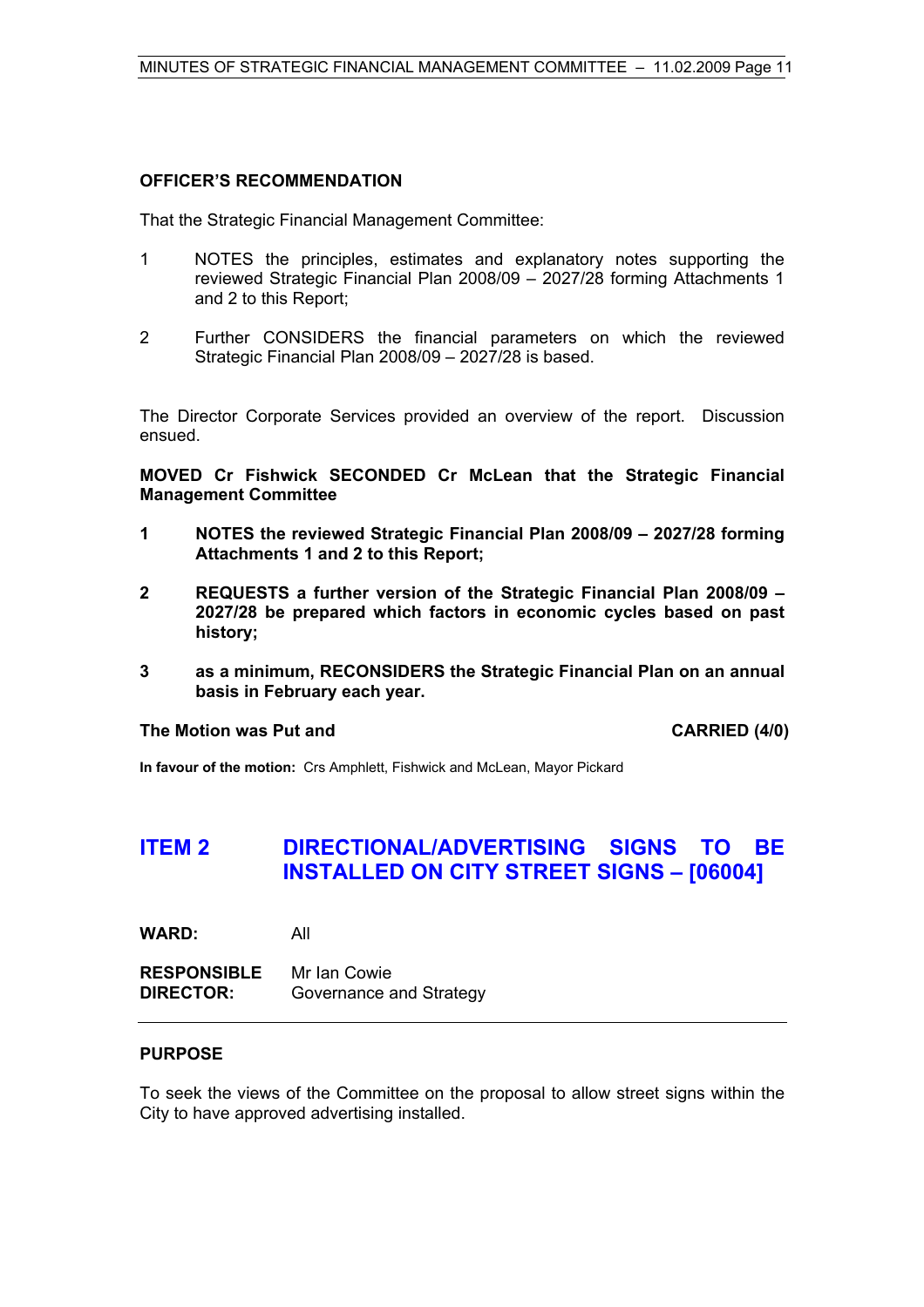**OFFICER'S RECOMMENDATION**

That the Strategic Financial Management Committee:

1. NOTES the principles, estimates and explanatory notes supporting the reviewed Strategic Financial Plan 2008/09 – 2027/28 forming Attachments 1 and 2 to this Report;

2. Further CONSIDERS the financial parameters on which the reviewed Strategic Financial Plan 2008/09 – 2027/28 is based.

The Director Corporate Services provided an overview of the report. Discussion ensued.

**MOVED Cr Fishwick SECONDED Cr McLean that the Strategic Financial Management Committee**

1. **NOTES the reviewed Strategic Financial Plan 2008/09 – 2027/28 forming Attachments 1 and 2 to this Report;**

2. **REQUESTS a further version of the Strategic Financial Plan 2008/09 – 2027/28 be prepared which factors in economic cycles based on past history;**

3. **as a minimum, RECONSIDERS the Strategic Financial Plan on an annual basis in February each year.**

**The Motion was Put and** **CARRIED (4/0)**

**In favour of the motion:** Crs Amphlett, Fishwick and McLean, Mayor Pickard

## ITEM 2 DIRECTIONAL/ADVERTISING SIGNS TO BE INSTALLED ON CITY STREET SIGNS – [06004]

**WARD:** All

**RESPONSIBLE DIRECTOR:** Mr Ian Cowie
Governance and Strategy

---

**PURPOSE**

To seek the views of the Committee on the proposal to allow street signs within the City to have approved advertising installed.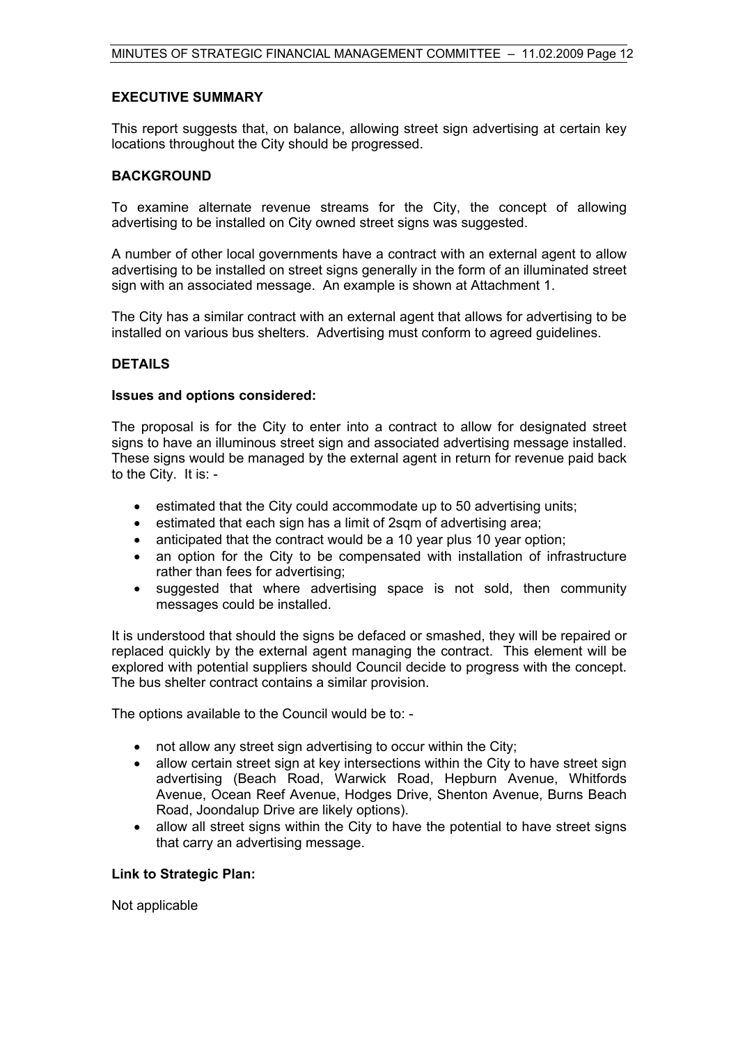### EXECUTIVE SUMMARY

This report suggests that, on balance, allowing street sign advertising at certain key locations throughout the City should be progressed.

### BACKGROUND

To examine alternate revenue streams for the City, the concept of allowing advertising to be installed on City owned street signs was suggested.

A number of other local governments have a contract with an external agent to allow advertising to be installed on street signs generally in the form of an illuminated street sign with an associated message. An example is shown at Attachment 1.

The City has a similar contract with an external agent that allows for advertising to be installed on various bus shelters. Advertising must conform to agreed guidelines.

### DETAILS

**Issues and options considered:**

The proposal is for the City to enter into a contract to allow for designated street signs to have an illuminous street sign and associated advertising message installed. These signs would be managed by the external agent in return for revenue paid back to the City. It is: -

- estimated that the City could accommodate up to 50 advertising units;
- estimated that each sign has a limit of 2sqm of advertising area;
- anticipated that the contract would be a 10 year plus 10 year option;
- an option for the City to be compensated with installation of infrastructure rather than fees for advertising;
- suggested that where advertising space is not sold, then community messages could be installed.

It is understood that should the signs be defaced or smashed, they will be repaired or replaced quickly by the external agent managing the contract. This element will be explored with potential suppliers should Council decide to progress with the concept. The bus shelter contract contains a similar provision.

The options available to the Council would be to: -

- not allow any street sign advertising to occur within the City;
- allow certain street sign at key intersections within the City to have street sign advertising (Beach Road, Warwick Road, Hepburn Avenue, Whitfords Avenue, Ocean Reef Avenue, Hodges Drive, Shenton Avenue, Burns Beach Road, Joondalup Drive are likely options).
- allow all street signs within the City to have the potential to have street signs that carry an advertising message.

**Link to Strategic Plan:**

Not applicable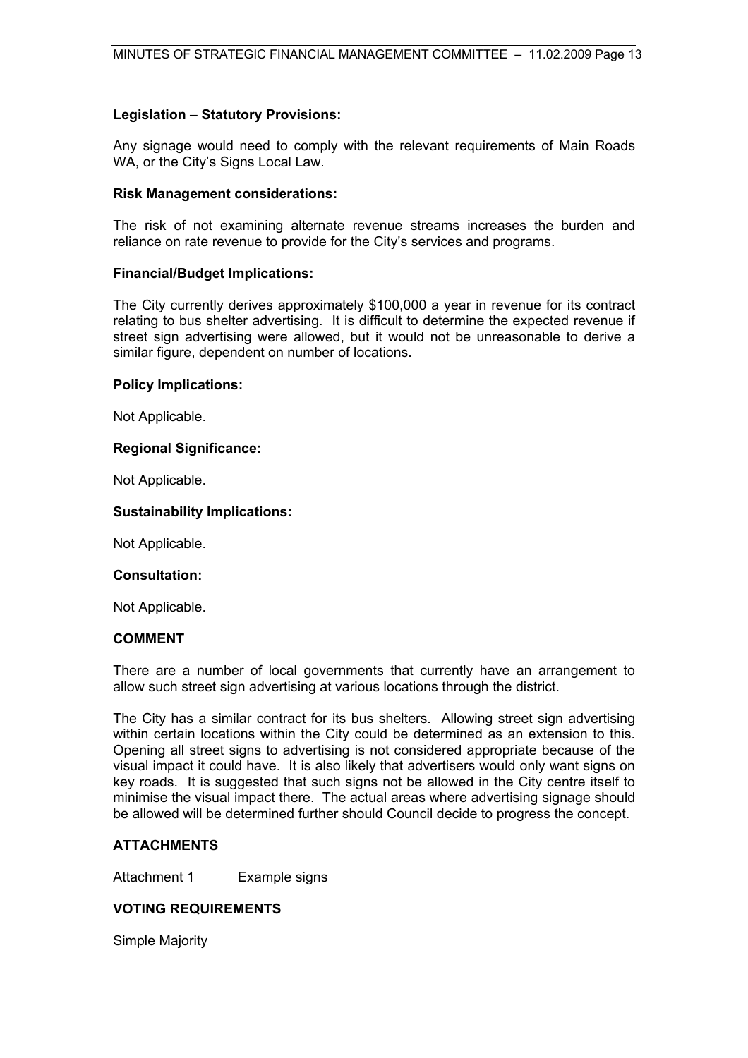**Legislation – Statutory Provisions:**

Any signage would need to comply with the relevant requirements of Main Roads WA, or the City's Signs Local Law.

**Risk Management considerations:**

The risk of not examining alternate revenue streams increases the burden and reliance on rate revenue to provide for the City's services and programs.

**Financial/Budget Implications:**

The City currently derives approximately $100,000 a year in revenue for its contract relating to bus shelter advertising. It is difficult to determine the expected revenue if street sign advertising were allowed, but it would not be unreasonable to derive a similar figure, dependent on number of locations.

**Policy Implications:**

Not Applicable.

**Regional Significance:**

Not Applicable.

**Sustainability Implications:**

Not Applicable.

**Consultation:**

Not Applicable.

## COMMENT

There are a number of local governments that currently have an arrangement to allow such street sign advertising at various locations through the district.

The City has a similar contract for its bus shelters. Allowing street sign advertising within certain locations within the City could be determined as an extension to this. Opening all street signs to advertising is not considered appropriate because of the visual impact it could have. It is also likely that advertisers would only want signs on key roads. It is suggested that such signs not be allowed in the City centre itself to minimise the visual impact there. The actual areas where advertising signage should be allowed will be determined further should Council decide to progress the concept.

## ATTACHMENTS

Attachment 1 Example signs

## VOTING REQUIREMENTS

Simple Majority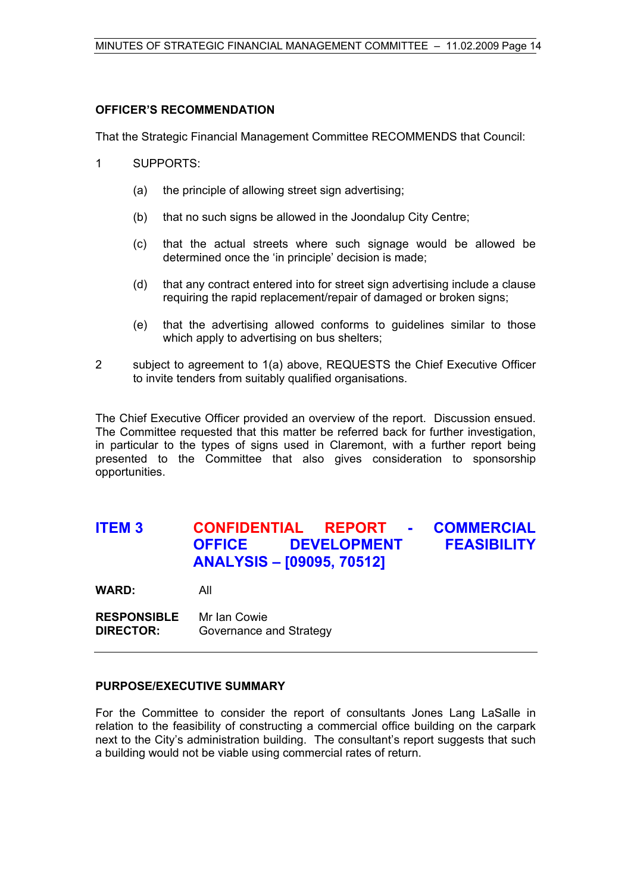### OFFICER'S RECOMMENDATION

That the Strategic Financial Management Committee RECOMMENDS that Council:

1 SUPPORTS:

   (a) the principle of allowing street sign advertising;

   (b) that no such signs be allowed in the Joondalup City Centre;

   (c) that the actual streets where such signage would be allowed be determined once the 'in principle' decision is made;

   (d) that any contract entered into for street sign advertising include a clause requiring the rapid replacement/repair of damaged or broken signs;

   (e) that the advertising allowed conforms to guidelines similar to those which apply to advertising on bus shelters;

2 subject to agreement to 1(a) above, REQUESTS the Chief Executive Officer to invite tenders from suitably qualified organisations.

The Chief Executive Officer provided an overview of the report. Discussion ensued. The Committee requested that this matter be referred back for further investigation, in particular to the types of signs used in Claremont, with a further report being presented to the Committee that also gives consideration to sponsorship opportunities.

## ITEM 3 CONFIDENTIAL REPORT - COMMERCIAL OFFICE DEVELOPMENT FEASIBILITY ANALYSIS – [09095, 70512]

**WARD:** All

**RESPONSIBLE DIRECTOR:** Mr Ian Cowie
Governance and Strategy

---

### PURPOSE/EXECUTIVE SUMMARY

For the Committee to consider the report of consultants Jones Lang LaSalle in relation to the feasibility of constructing a commercial office building on the carpark next to the City's administration building. The consultant's report suggests that such a building would not be viable using commercial rates of return.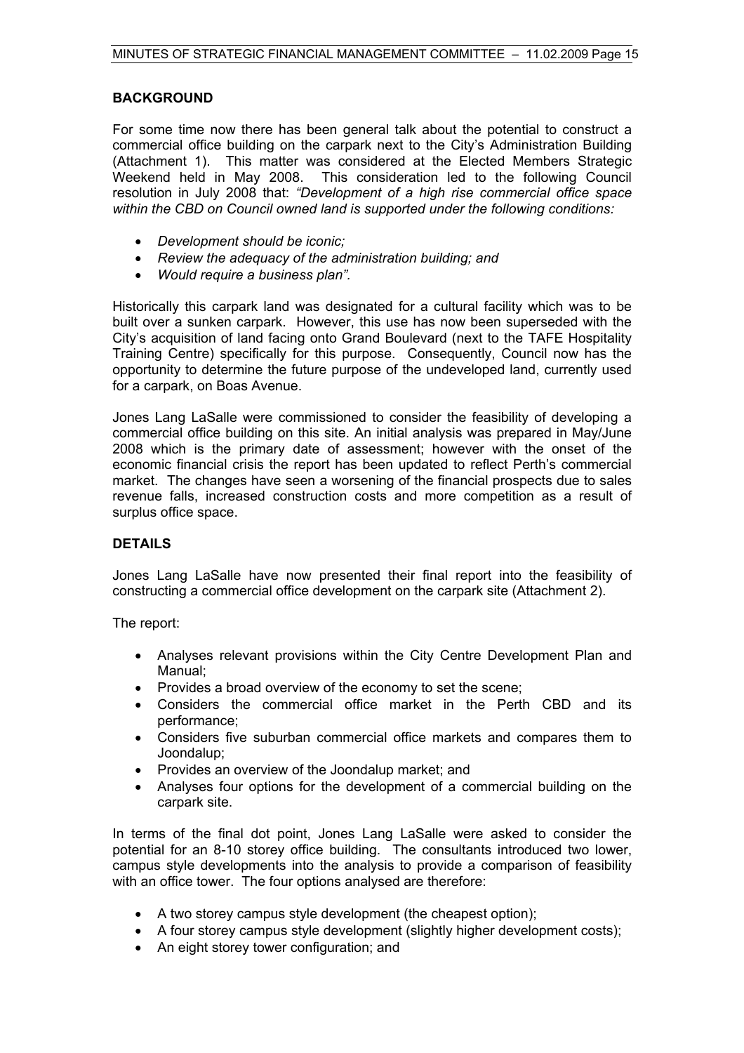## BACKGROUND

For some time now there has been general talk about the potential to construct a commercial office building on the carpark next to the City's Administration Building (Attachment 1). This matter was considered at the Elected Members Strategic Weekend held in May 2008. This consideration led to the following Council resolution in July 2008 that: *"Development of a high rise commercial office space within the CBD on Council owned land is supported under the following conditions:*

- *Development should be iconic;*
- *Review the adequacy of the administration building; and*
- *Would require a business plan".*

Historically this carpark land was designated for a cultural facility which was to be built over a sunken carpark. However, this use has now been superseded with the City's acquisition of land facing onto Grand Boulevard (next to the TAFE Hospitality Training Centre) specifically for this purpose. Consequently, Council now has the opportunity to determine the future purpose of the undeveloped land, currently used for a carpark, on Boas Avenue.

Jones Lang LaSalle were commissioned to consider the feasibility of developing a commercial office building on this site. An initial analysis was prepared in May/June 2008 which is the primary date of assessment; however with the onset of the economic financial crisis the report has been updated to reflect Perth's commercial market. The changes have seen a worsening of the financial prospects due to sales revenue falls, increased construction costs and more competition as a result of surplus office space.

## DETAILS

Jones Lang LaSalle have now presented their final report into the feasibility of constructing a commercial office development on the carpark site (Attachment 2).

The report:

- Analyses relevant provisions within the City Centre Development Plan and Manual;
- Provides a broad overview of the economy to set the scene;
- Considers the commercial office market in the Perth CBD and its performance;
- Considers five suburban commercial office markets and compares them to Joondalup;
- Provides an overview of the Joondalup market; and
- Analyses four options for the development of a commercial building on the carpark site.

In terms of the final dot point, Jones Lang LaSalle were asked to consider the potential for an 8-10 storey office building. The consultants introduced two lower, campus style developments into the analysis to provide a comparison of feasibility with an office tower. The four options analysed are therefore:

- A two storey campus style development (the cheapest option);
- A four storey campus style development (slightly higher development costs);
- An eight storey tower configuration; and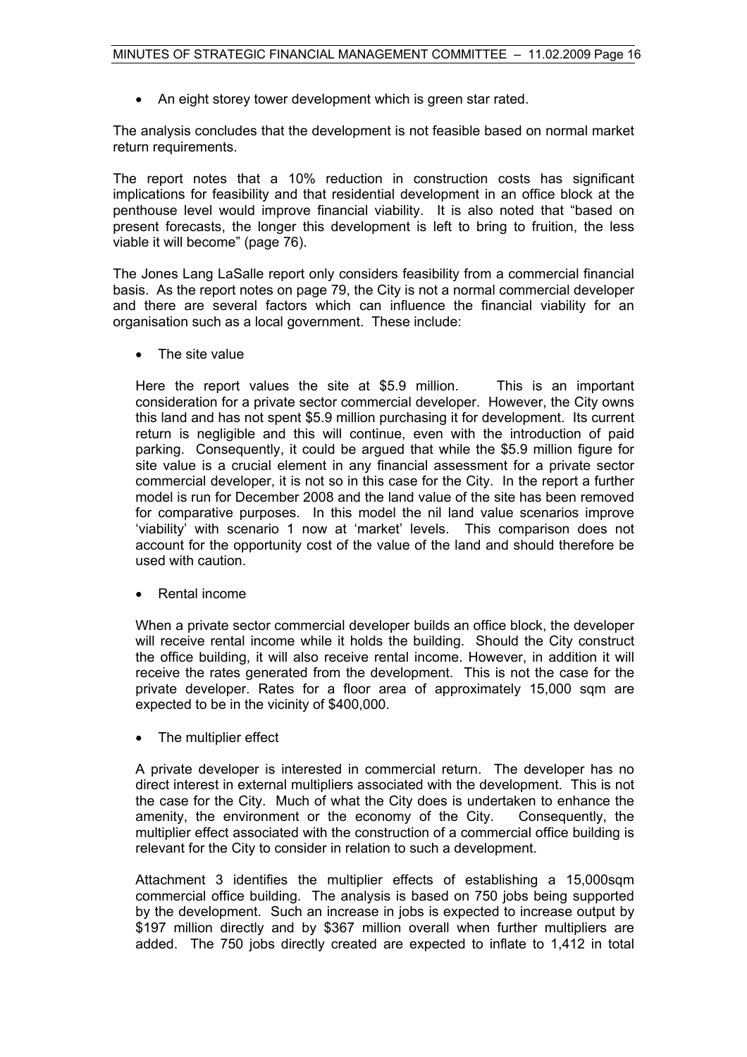- An eight storey tower development which is green star rated.

The analysis concludes that the development is not feasible based on normal market return requirements.

The report notes that a 10% reduction in construction costs has significant implications for feasibility and that residential development in an office block at the penthouse level would improve financial viability. It is also noted that "based on present forecasts, the longer this development is left to bring to fruition, the less viable it will become" (page 76).

The Jones Lang LaSalle report only considers feasibility from a commercial financial basis. As the report notes on page 79, the City is not a normal commercial developer and there are several factors which can influence the financial viability for an organisation such as a local government. These include:

- The site value

  Here the report values the site at $5.9 million. This is an important consideration for a private sector commercial developer. However, the City owns this land and has not spent $5.9 million purchasing it for development. Its current return is negligible and this will continue, even with the introduction of paid parking. Consequently, it could be argued that while the $5.9 million figure for site value is a crucial element in any financial assessment for a private sector commercial developer, it is not so in this case for the City. In the report a further model is run for December 2008 and the land value of the site has been removed for comparative purposes. In this model the nil land value scenarios improve 'viability' with scenario 1 now at 'market' levels. This comparison does not account for the opportunity cost of the value of the land and should therefore be used with caution.

- Rental income

  When a private sector commercial developer builds an office block, the developer will receive rental income while it holds the building. Should the City construct the office building, it will also receive rental income. However, in addition it will receive the rates generated from the development. This is not the case for the private developer. Rates for a floor area of approximately 15,000 sqm are expected to be in the vicinity of $400,000.

- The multiplier effect

  A private developer is interested in commercial return. The developer has no direct interest in external multipliers associated with the development. This is not the case for the City. Much of what the City does is undertaken to enhance the amenity, the environment or the economy of the City. Consequently, the multiplier effect associated with the construction of a commercial office building is relevant for the City to consider in relation to such a development.

  Attachment 3 identifies the multiplier effects of establishing a 15,000sqm commercial office building. The analysis is based on 750 jobs being supported by the development. Such an increase in jobs is expected to increase output by $197 million directly and by $367 million overall when further multipliers are added. The 750 jobs directly created are expected to inflate to 1,412 in total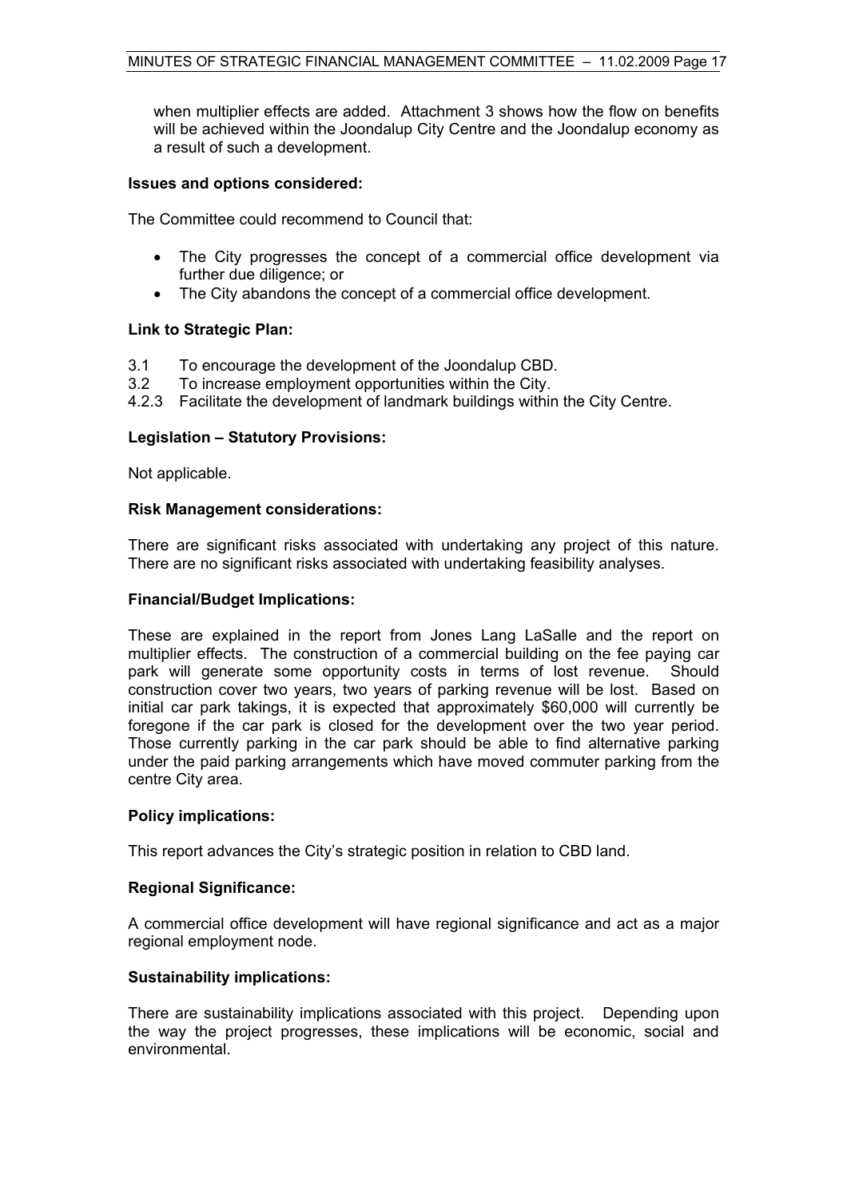when multiplier effects are added. Attachment 3 shows how the flow on benefits will be achieved within the Joondalup City Centre and the Joondalup economy as a result of such a development.

**Issues and options considered:**

The Committee could recommend to Council that:

- The City progresses the concept of a commercial office development via further due diligence; or
- The City abandons the concept of a commercial office development.

**Link to Strategic Plan:**

3.1 To encourage the development of the Joondalup CBD.
3.2 To increase employment opportunities within the City.
4.2.3 Facilitate the development of landmark buildings within the City Centre.

**Legislation – Statutory Provisions:**

Not applicable.

**Risk Management considerations:**

There are significant risks associated with undertaking any project of this nature. There are no significant risks associated with undertaking feasibility analyses.

**Financial/Budget Implications:**

These are explained in the report from Jones Lang LaSalle and the report on multiplier effects. The construction of a commercial building on the fee paying car park will generate some opportunity costs in terms of lost revenue. Should construction cover two years, two years of parking revenue will be lost. Based on initial car park takings, it is expected that approximately $60,000 will currently be foregone if the car park is closed for the development over the two year period. Those currently parking in the car park should be able to find alternative parking under the paid parking arrangements which have moved commuter parking from the centre City area.

**Policy implications:**

This report advances the City's strategic position in relation to CBD land.

**Regional Significance:**

A commercial office development will have regional significance and act as a major regional employment node.

**Sustainability implications:**

There are sustainability implications associated with this project. Depending upon the way the project progresses, these implications will be economic, social and environmental.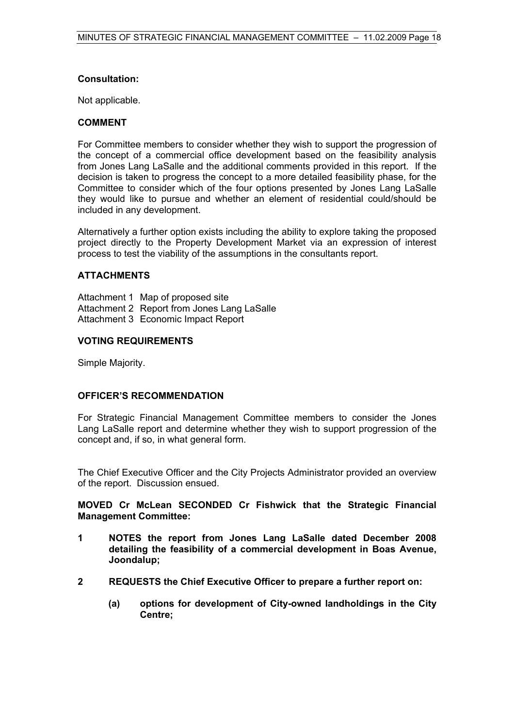**Consultation:**

Not applicable.

**COMMENT**

For Committee members to consider whether they wish to support the progression of the concept of a commercial office development based on the feasibility analysis from Jones Lang LaSalle and the additional comments provided in this report. If the decision is taken to progress the concept to a more detailed feasibility phase, for the Committee to consider which of the four options presented by Jones Lang LaSalle they would like to pursue and whether an element of residential could/should be included in any development.

Alternatively a further option exists including the ability to explore taking the proposed project directly to the Property Development Market via an expression of interest process to test the viability of the assumptions in the consultants report.

**ATTACHMENTS**

Attachment 1 Map of proposed site
Attachment 2 Report from Jones Lang LaSalle
Attachment 3 Economic Impact Report

**VOTING REQUIREMENTS**

Simple Majority.

**OFFICER'S RECOMMENDATION**

For Strategic Financial Management Committee members to consider the Jones Lang LaSalle report and determine whether they wish to support progression of the concept and, if so, in what general form.

The Chief Executive Officer and the City Projects Administrator provided an overview of the report. Discussion ensued.

**MOVED Cr McLean SECONDED Cr Fishwick that the Strategic Financial Management Committee:**

**1 NOTES the report from Jones Lang LaSalle dated December 2008 detailing the feasibility of a commercial development in Boas Avenue, Joondalup;**

**2 REQUESTS the Chief Executive Officer to prepare a further report on:**

**(a) options for development of City-owned landholdings in the City Centre;**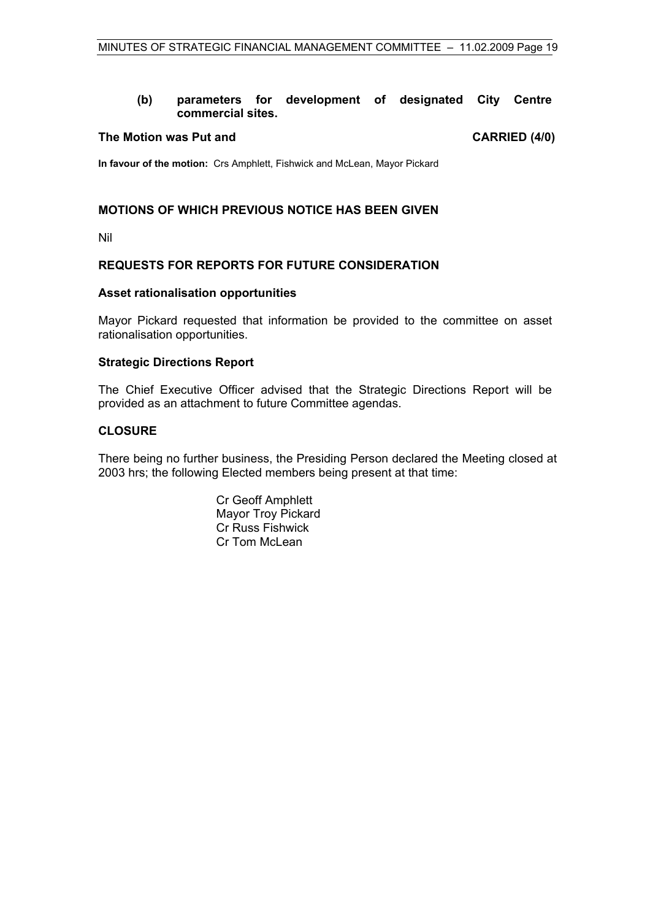**(b) parameters for development of designated City Centre commercial sites.**

**The Motion was Put and CARRIED (4/0)**

**In favour of the motion:** Crs Amphlett, Fishwick and McLean, Mayor Pickard

## MOTIONS OF WHICH PREVIOUS NOTICE HAS BEEN GIVEN

Nil

## REQUESTS FOR REPORTS FOR FUTURE CONSIDERATION

### Asset rationalisation opportunities

Mayor Pickard requested that information be provided to the committee on asset rationalisation opportunities.

### Strategic Directions Report

The Chief Executive Officer advised that the Strategic Directions Report will be provided as an attachment to future Committee agendas.

## CLOSURE

There being no further business, the Presiding Person declared the Meeting closed at 2003 hrs; the following Elected members being present at that time:

Cr Geoff Amphlett
Mayor Troy Pickard
Cr Russ Fishwick
Cr Tom McLean